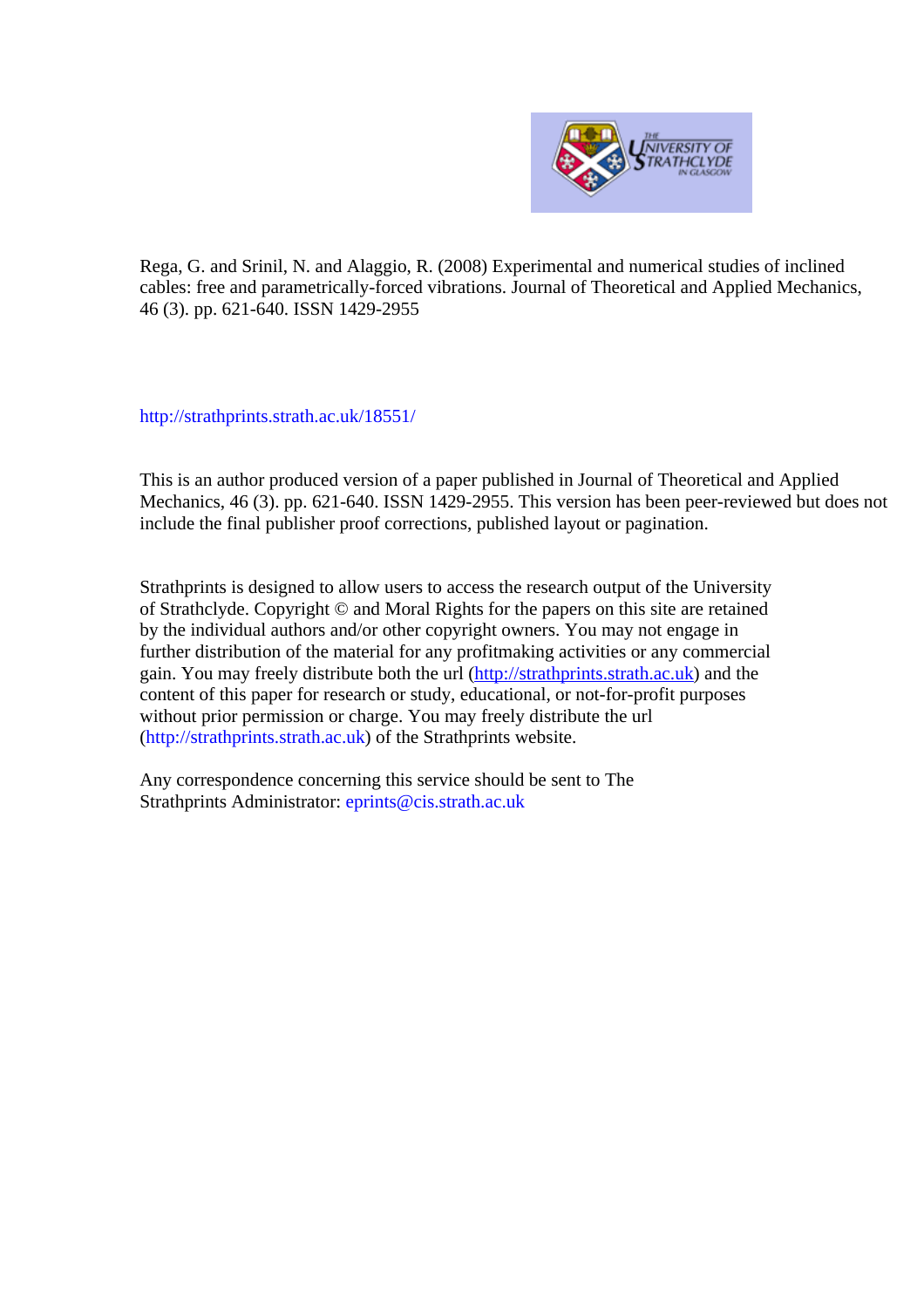Rega, G. and Srinil, N. and Alaggio, R. (2008) Experimental and numerical studies of inclined cables: free and parametrically-forced vibrations. Journal of Theoretical and Applied Mechanics, 46 (3). pp. 621-640. ISSN 1429-2955

http://strathprints.strath.ac.uk/18551/

This is an author produced version of a paper published in Journal of Theoretical and Applied Mechanics, 46 (3). pp. 621-640. ISSN 1429-2955. This version has been peer-reviewed but does not include the final publisher proof corrections, published layout or pagination.

Strathprints is designed to allow users to access the research output of the University of Strathclyde. Copyright © and Moral Rights for the papers on this site are retained by the individual authors and/or other copyright owners. You may not engage in further distribution of the material for any profitmaking activities or any commercial gain. You may freely distribute both the url (http://strathprints.strath.ac.uk) and the content of this paper for research or study, educational, or not-for-profit purposes without prior permission or charge. You may freely distribute the url (http://strathprints.strath.ac.uk) of the Strathprints website.

Any correspondence concerning this service should be sent to The Strathprints Administrator: eprints@cis.strath.ac.uk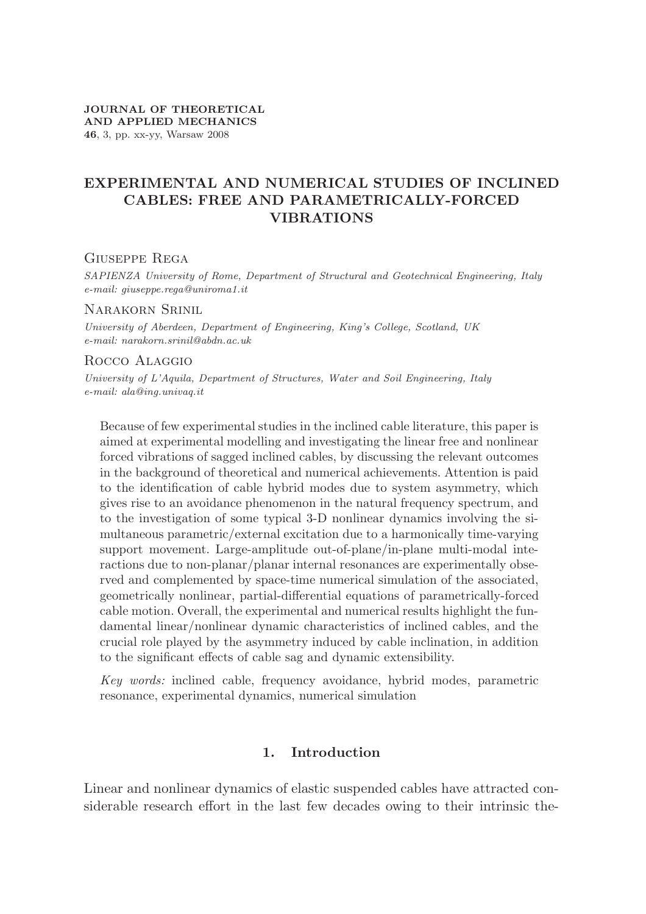# EXPERIMENTAL AND NUMERICAL STUDIES OF INCLINED CABLES: FREE AND PARAMETRICALLY-FORCED VIBRATIONS

Giuseppe Rega

*SAPIENZA University of Rome, Department of Structural and Geotechnical Engineering, Italy*
*e-mail: giuseppe.rega@uniroma1.it*

Narakorn Srinil

*University of Aberdeen, Department of Engineering, King's College, Scotland, UK*
*e-mail: narakorn.srinil@abdn.ac.uk*

Rocco Alaggio

*University of L'Aquila, Department of Structures, Water and Soil Engineering, Italy*
*e-mail: ala@ing.univaq.it*

Because of few experimental studies in the inclined cable literature, this paper is aimed at experimental modelling and investigating the linear free and nonlinear forced vibrations of sagged inclined cables, by discussing the relevant outcomes in the background of theoretical and numerical achievements. Attention is paid to the identification of cable hybrid modes due to system asymmetry, which gives rise to an avoidance phenomenon in the natural frequency spectrum, and to the investigation of some typical 3-D nonlinear dynamics involving the simultaneous parametric/external excitation due to a harmonically time-varying support movement. Large-amplitude out-of-plane/in-plane multi-modal interactions due to non-planar/planar internal resonances are experimentally observed and complemented by space-time numerical simulation of the associated, geometrically nonlinear, partial-differential equations of parametrically-forced cable motion. Overall, the experimental and numerical results highlight the fundamental linear/nonlinear dynamic characteristics of inclined cables, and the crucial role played by the asymmetry induced by cable inclination, in addition to the significant effects of cable sag and dynamic extensibility.

*Key words:* inclined cable, frequency avoidance, hybrid modes, parametric resonance, experimental dynamics, numerical simulation

## 1. Introduction

Linear and nonlinear dynamics of elastic suspended cables have attracted considerable research effort in the last few decades owing to their intrinsic the-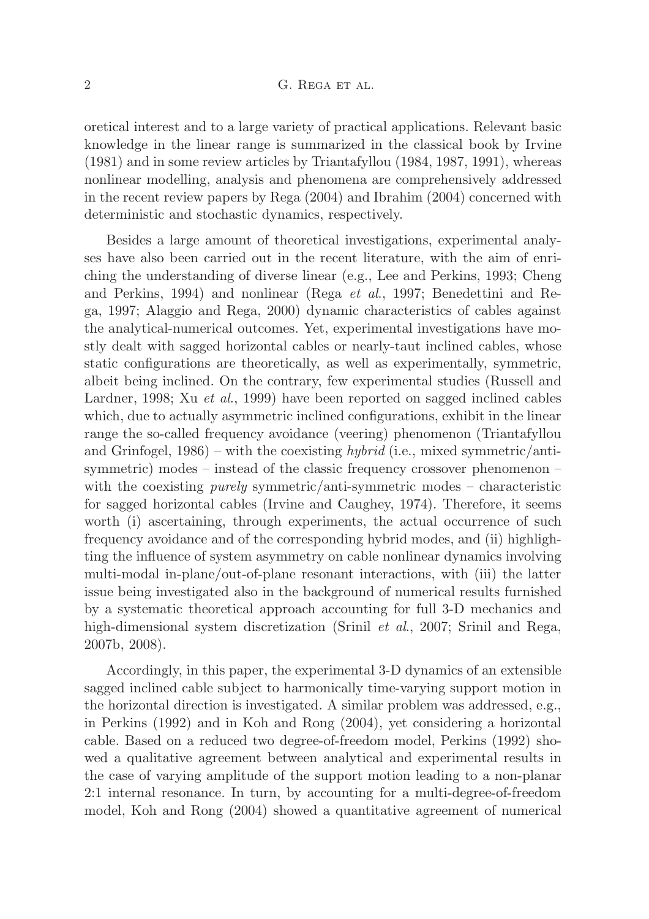oretical interest and to a large variety of practical applications. Relevant basic knowledge in the linear range is summarized in the classical book by Irvine (1981) and in some review articles by Triantafyllou (1984, 1987, 1991), whereas nonlinear modelling, analysis and phenomena are comprehensively addressed in the recent review papers by Rega (2004) and Ibrahim (2004) concerned with deterministic and stochastic dynamics, respectively.

Besides a large amount of theoretical investigations, experimental analyses have also been carried out in the recent literature, with the aim of enriching the understanding of diverse linear (e.g., Lee and Perkins, 1993; Cheng and Perkins, 1994) and nonlinear (Rega *et al.*, 1997; Benedettini and Rega, 1997; Alaggio and Rega, 2000) dynamic characteristics of cables against the analytical-numerical outcomes. Yet, experimental investigations have mostly dealt with sagged horizontal cables or nearly-taut inclined cables, whose static configurations are theoretically, as well as experimentally, symmetric, albeit being inclined. On the contrary, few experimental studies (Russell and Lardner, 1998; Xu *et al.*, 1999) have been reported on sagged inclined cables which, due to actually asymmetric inclined configurations, exhibit in the linear range the so-called frequency avoidance (veering) phenomenon (Triantafyllou and Grinfogel, 1986) – with the coexisting *hybrid* (i.e., mixed symmetric/anti-symmetric) modes – instead of the classic frequency crossover phenomenon – with the coexisting *purely* symmetric/anti-symmetric modes – characteristic for sagged horizontal cables (Irvine and Caughey, 1974). Therefore, it seems worth (i) ascertaining, through experiments, the actual occurrence of such frequency avoidance and of the corresponding hybrid modes, and (ii) highlighting the influence of system asymmetry on cable nonlinear dynamics involving multi-modal in-plane/out-of-plane resonant interactions, with (iii) the latter issue being investigated also in the background of numerical results furnished by a systematic theoretical approach accounting for full 3-D mechanics and high-dimensional system discretization (Srinil *et al.*, 2007; Srinil and Rega, 2007b, 2008).

Accordingly, in this paper, the experimental 3-D dynamics of an extensible sagged inclined cable subject to harmonically time-varying support motion in the horizontal direction is investigated. A similar problem was addressed, e.g., in Perkins (1992) and in Koh and Rong (2004), yet considering a horizontal cable. Based on a reduced two degree-of-freedom model, Perkins (1992) showed a qualitative agreement between analytical and experimental results in the case of varying amplitude of the support motion leading to a non-planar 2:1 internal resonance. In turn, by accounting for a multi-degree-of-freedom model, Koh and Rong (2004) showed a quantitative agreement of numerical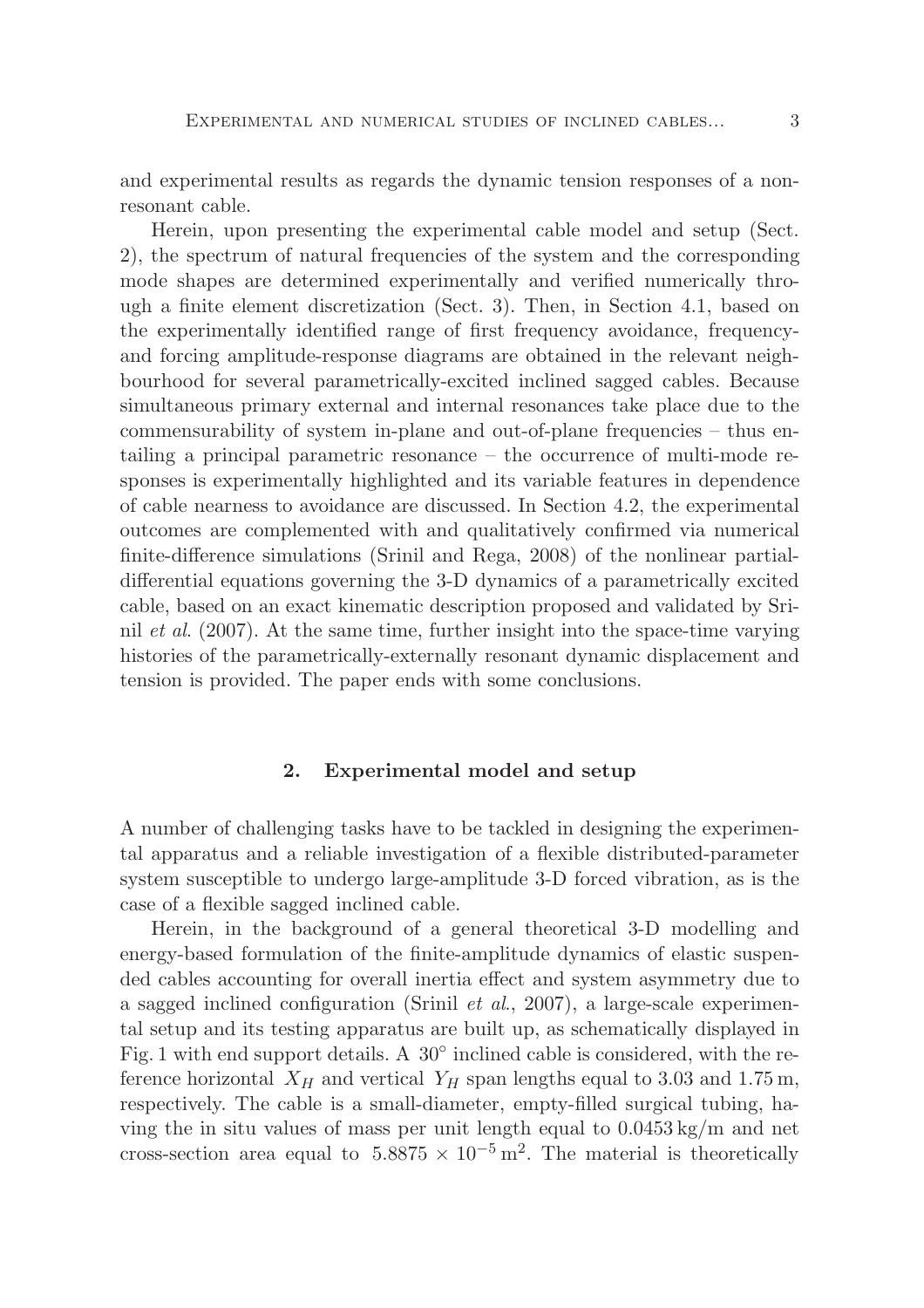and experimental results as regards the dynamic tension responses of a non-resonant cable.

Herein, upon presenting the experimental cable model and setup (Sect. 2), the spectrum of natural frequencies of the system and the corresponding mode shapes are determined experimentally and verified numerically through a finite element discretization (Sect. 3). Then, in Section 4.1, based on the experimentally identified range of first frequency avoidance, frequency- and forcing amplitude-response diagrams are obtained in the relevant neighbourhood for several parametrically-excited inclined sagged cables. Because simultaneous primary external and internal resonances take place due to the commensurability of system in-plane and out-of-plane frequencies – thus entailing a principal parametric resonance – the occurrence of multi-mode responses is experimentally highlighted and its variable features in dependence of cable nearness to avoidance are discussed. In Section 4.2, the experimental outcomes are complemented with and qualitatively confirmed via numerical finite-difference simulations (Srinil and Rega, 2008) of the nonlinear partial-differential equations governing the 3-D dynamics of a parametrically excited cable, based on an exact kinematic description proposed and validated by Srinil *et al*. (2007). At the same time, further insight into the space-time varying histories of the parametrically-externally resonant dynamic displacement and tension is provided. The paper ends with some conclusions.

## 2. Experimental model and setup

A number of challenging tasks have to be tackled in designing the experimental apparatus and a reliable investigation of a flexible distributed-parameter system susceptible to undergo large-amplitude 3-D forced vibration, as is the case of a flexible sagged inclined cable.

Herein, in the background of a general theoretical 3-D modelling and energy-based formulation of the finite-amplitude dynamics of elastic suspended cables accounting for overall inertia effect and system asymmetry due to a sagged inclined configuration (Srinil *et al*., 2007), a large-scale experimental setup and its testing apparatus are built up, as schematically displayed in Fig. 1 with end support details. A $30^{\circ}$ inclined cable is considered, with the reference horizontal $X_H$ and vertical $Y_H$ span lengths equal to 3.03 and 1.75 m, respectively. The cable is a small-diameter, empty-filled surgical tubing, having the in situ values of mass per unit length equal to 0.0453 kg/m and net cross-section area equal to $5.8875 \times 10^{-5}\,\mathrm{m}^2$. The material is theoretically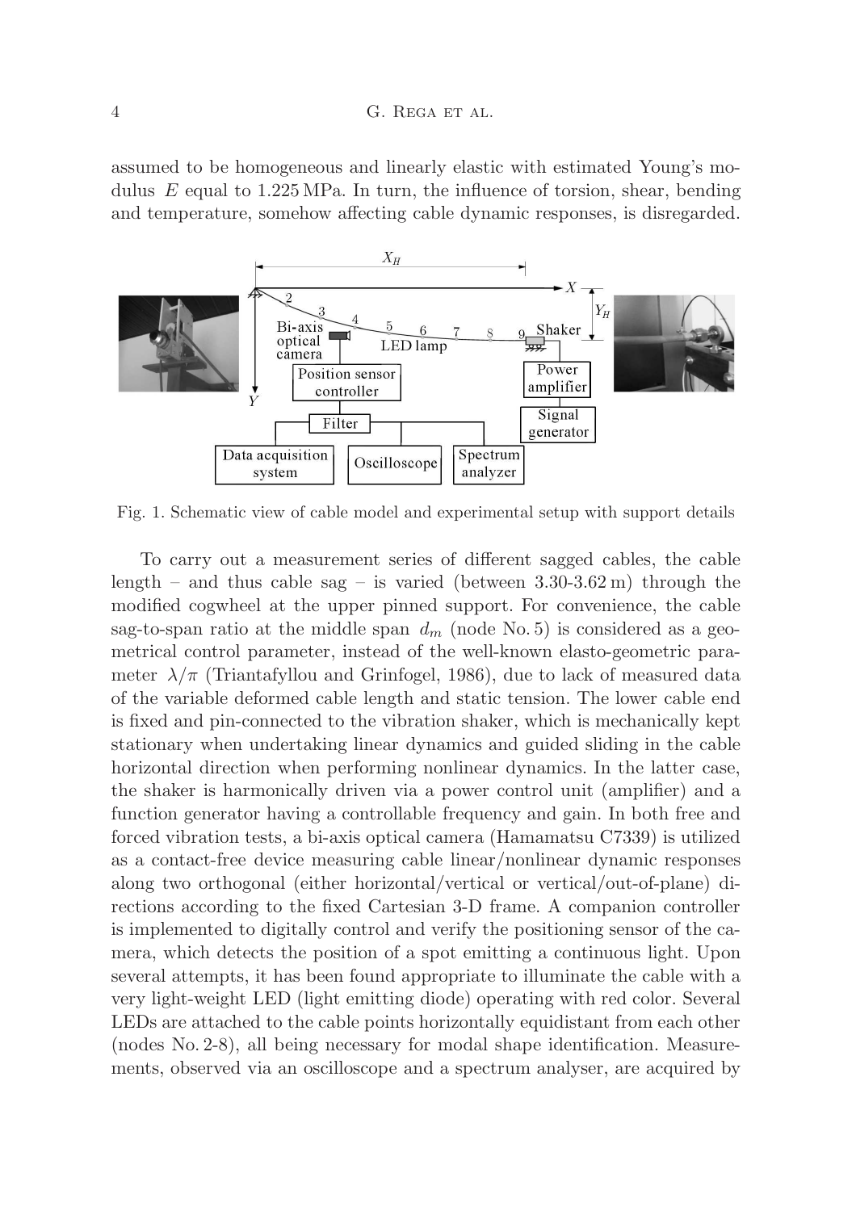assumed to be homogeneous and linearly elastic with estimated Young's modulus $E$ equal to 1.225 MPa. In turn, the influence of torsion, shear, bending and temperature, somehow affecting cable dynamic responses, is disregarded.

Fig. 1. Schematic view of cable model and experimental setup with support details

To carry out a measurement series of different sagged cables, the cable length – and thus cable sag – is varied (between 3.30-3.62 m) through the modified cogwheel at the upper pinned support. For convenience, the cable sag-to-span ratio at the middle span $d_m$ (node No. 5) is considered as a geometrical control parameter, instead of the well-known elasto-geometric parameter $\lambda/\pi$ (Triantafyllou and Grinfogel, 1986), due to lack of measured data of the variable deformed cable length and static tension. The lower cable end is fixed and pin-connected to the vibration shaker, which is mechanically kept stationary when undertaking linear dynamics and guided sliding in the cable horizontal direction when performing nonlinear dynamics. In the latter case, the shaker is harmonically driven via a power control unit (amplifier) and a function generator having a controllable frequency and gain. In both free and forced vibration tests, a bi-axis optical camera (Hamamatsu C7339) is utilized as a contact-free device measuring cable linear/nonlinear dynamic responses along two orthogonal (either horizontal/vertical or vertical/out-of-plane) directions according to the fixed Cartesian 3-D frame. A companion controller is implemented to digitally control and verify the positioning sensor of the camera, which detects the position of a spot emitting a continuous light. Upon several attempts, it has been found appropriate to illuminate the cable with a very light-weight LED (light emitting diode) operating with red color. Several LEDs are attached to the cable points horizontally equidistant from each other (nodes No. 2-8), all being necessary for modal shape identification. Measurements, observed via an oscilloscope and a spectrum analyser, are acquired by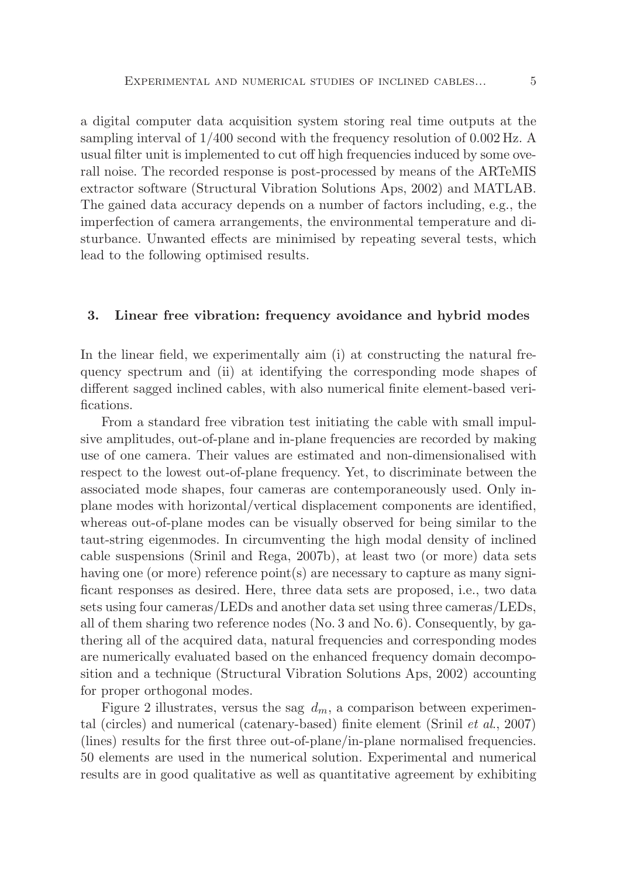a digital computer data acquisition system storing real time outputs at the sampling interval of 1/400 second with the frequency resolution of 0.002 Hz. A usual filter unit is implemented to cut off high frequencies induced by some overall noise. The recorded response is post-processed by means of the ARTeMIS extractor software (Structural Vibration Solutions Aps, 2002) and MATLAB. The gained data accuracy depends on a number of factors including, e.g., the imperfection of camera arrangements, the environmental temperature and disturbance. Unwanted effects are minimised by repeating several tests, which lead to the following optimised results.

## 3. Linear free vibration: frequency avoidance and hybrid modes

In the linear field, we experimentally aim (i) at constructing the natural frequency spectrum and (ii) at identifying the corresponding mode shapes of different sagged inclined cables, with also numerical finite element-based verifications.

From a standard free vibration test initiating the cable with small impulsive amplitudes, out-of-plane and in-plane frequencies are recorded by making use of one camera. Their values are estimated and non-dimensionalised with respect to the lowest out-of-plane frequency. Yet, to discriminate between the associated mode shapes, four cameras are contemporaneously used. Only in-plane modes with horizontal/vertical displacement components are identified, whereas out-of-plane modes can be visually observed for being similar to the taut-string eigenmodes. In circumventing the high modal density of inclined cable suspensions (Srinil and Rega, 2007b), at least two (or more) data sets having one (or more) reference point(s) are necessary to capture as many significant responses as desired. Here, three data sets are proposed, i.e., two data sets using four cameras/LEDs and another data set using three cameras/LEDs, all of them sharing two reference nodes (No. 3 and No. 6). Consequently, by gathering all of the acquired data, natural frequencies and corresponding modes are numerically evaluated based on the enhanced frequency domain decomposition and a technique (Structural Vibration Solutions Aps, 2002) accounting for proper orthogonal modes.

Figure 2 illustrates, versus the sag $d_m$, a comparison between experimental (circles) and numerical (catenary-based) finite element (Srinil *et al.*, 2007) (lines) results for the first three out-of-plane/in-plane normalised frequencies. 50 elements are used in the numerical solution. Experimental and numerical results are in good qualitative as well as quantitative agreement by exhibiting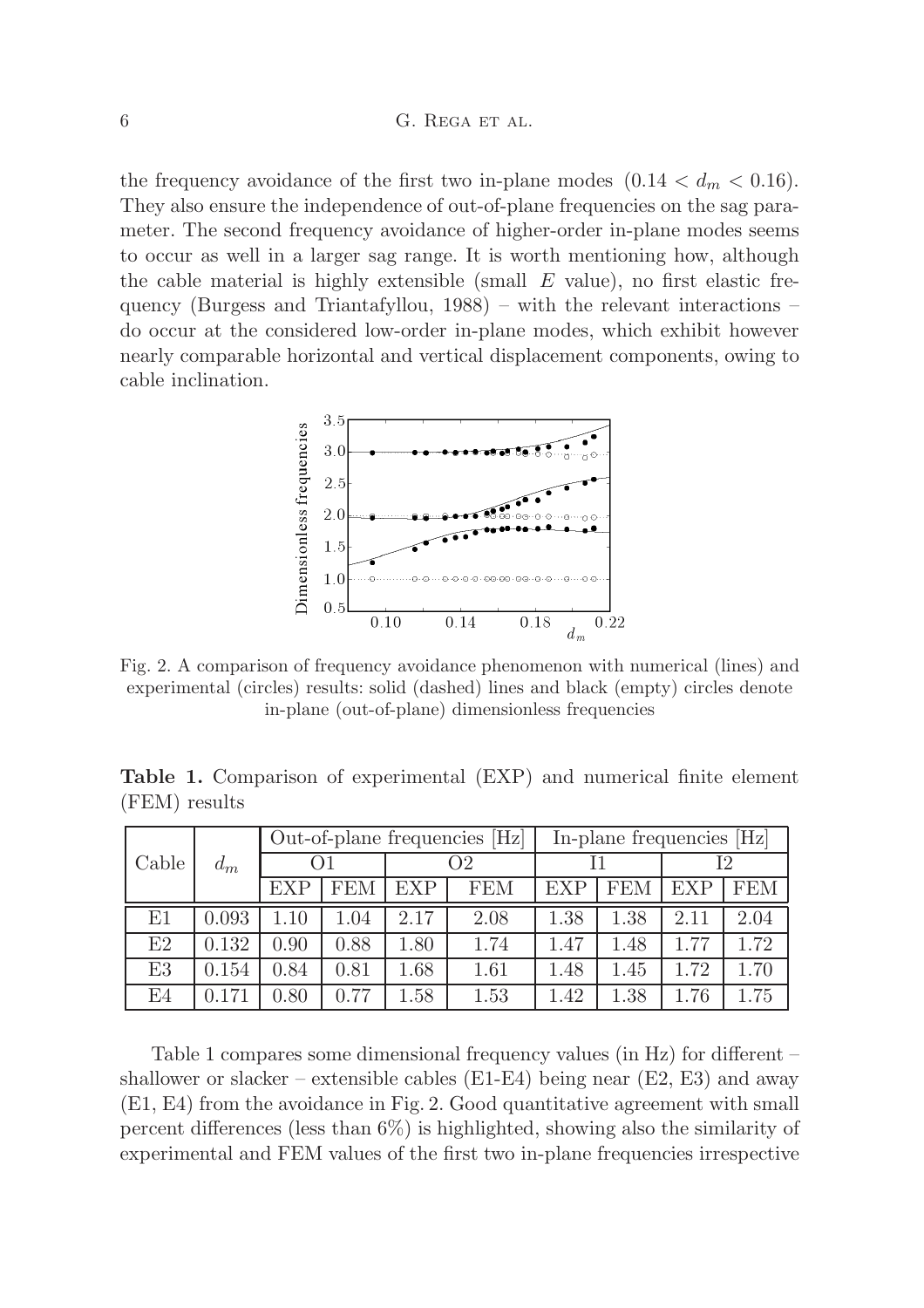the frequency avoidance of the first two in-plane modes $(0.14 < d_m < 0.16)$. They also ensure the independence of out-of-plane frequencies on the sag parameter. The second frequency avoidance of higher-order in-plane modes seems to occur as well in a larger sag range. It is worth mentioning how, although the cable material is highly extensible (small $E$ value), no first elastic frequency (Burgess and Triantafyllou, 1988) – with the relevant interactions – do occur at the considered low-order in-plane modes, which exhibit however nearly comparable horizontal and vertical displacement components, owing to cable inclination.

Fig. 2. A comparison of frequency avoidance phenomenon with numerical (lines) and experimental (circles) results: solid (dashed) lines and black (empty) circles denote in-plane (out-of-plane) dimensionless frequencies

**Table 1.** Comparison of experimental (EXP) and numerical finite element (FEM) results

| Cable | $d_m$ | Out-of-plane frequencies [Hz] | | | | In-plane frequencies [Hz] | | | |
|---|---|---|---|---|---|---|---|---|---|
| | | O1 | | O2 | | I1 | | I2 | |
| | | EXP | FEM | EXP | FEM | EXP | FEM | EXP | FEM |
| E1 | 0.093 | 1.10 | 1.04 | 2.17 | 2.08 | 1.38 | 1.38 | 2.11 | 2.04 |
| E2 | 0.132 | 0.90 | 0.88 | 1.80 | 1.74 | 1.47 | 1.48 | 1.77 | 1.72 |
| E3 | 0.154 | 0.84 | 0.81 | 1.68 | 1.61 | 1.48 | 1.45 | 1.72 | 1.70 |
| E4 | 0.171 | 0.80 | 0.77 | 1.58 | 1.53 | 1.42 | 1.38 | 1.76 | 1.75 |

Table 1 compares some dimensional frequency values (in Hz) for different – shallower or slacker – extensible cables (E1-E4) being near (E2, E3) and away (E1, E4) from the avoidance in Fig. 2. Good quantitative agreement with small percent differences (less than 6%) is highlighted, showing also the similarity of experimental and FEM values of the first two in-plane frequencies irrespective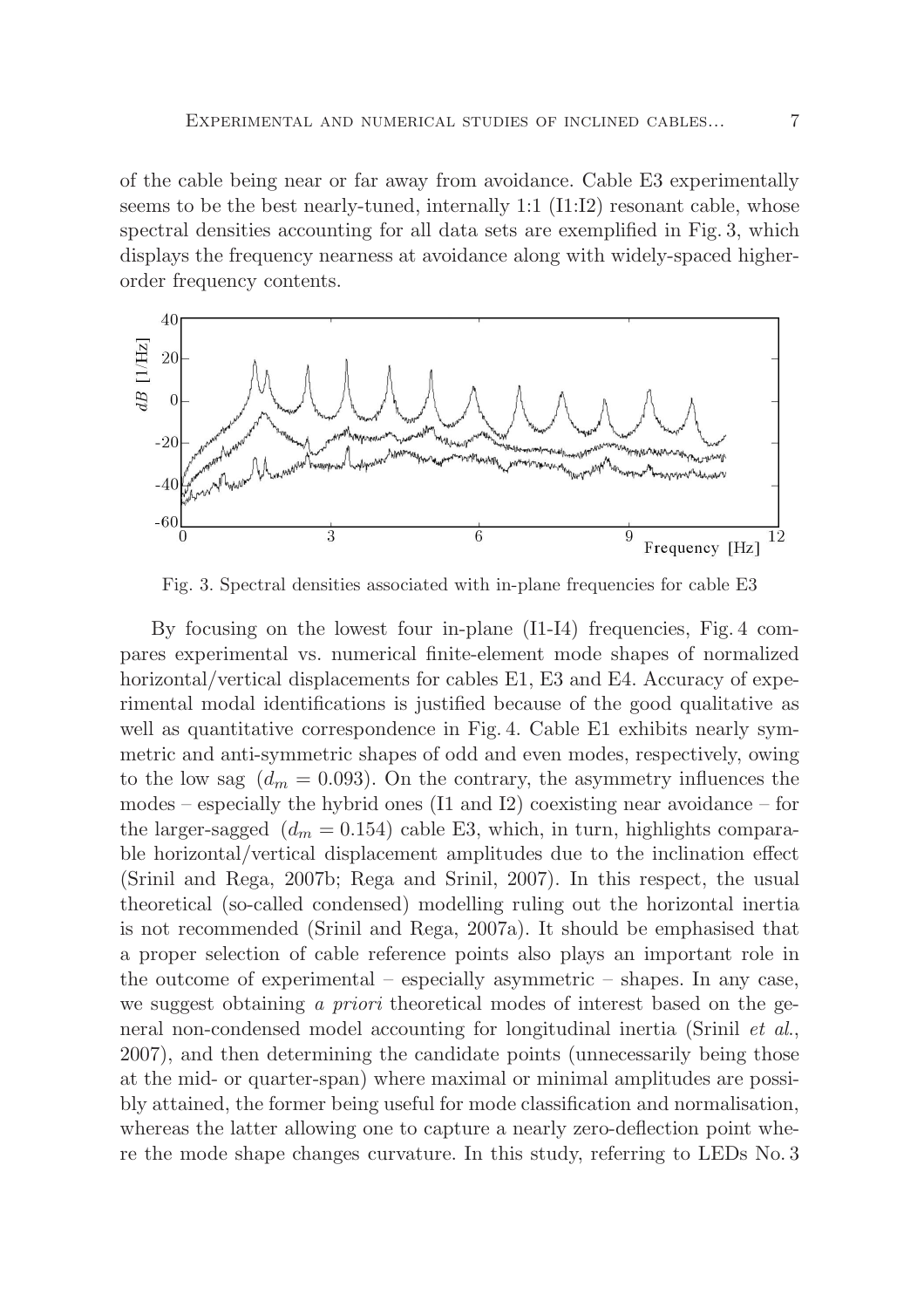of the cable being near or far away from avoidance. Cable E3 experimentally seems to be the best nearly-tuned, internally 1:1 (I1:I2) resonant cable, whose spectral densities accounting for all data sets are exemplified in Fig. 3, which displays the frequency nearness at avoidance along with widely-spaced higher-order frequency contents.

Fig. 3. Spectral densities associated with in-plane frequencies for cable E3

By focusing on the lowest four in-plane (I1-I4) frequencies, Fig. 4 compares experimental vs. numerical finite-element mode shapes of normalized horizontal/vertical displacements for cables E1, E3 and E4. Accuracy of experimental modal identifications is justified because of the good qualitative as well as quantitative correspondence in Fig. 4. Cable E1 exhibits nearly symmetric and anti-symmetric shapes of odd and even modes, respectively, owing to the low sag ($d_m = 0.093$). On the contrary, the asymmetry influences the modes – especially the hybrid ones (I1 and I2) coexisting near avoidance – for the larger-sagged ($d_m = 0.154$) cable E3, which, in turn, highlights comparable horizontal/vertical displacement amplitudes due to the inclination effect (Srinil and Rega, 2007b; Rega and Srinil, 2007). In this respect, the usual theoretical (so-called condensed) modelling ruling out the horizontal inertia is not recommended (Srinil and Rega, 2007a). It should be emphasised that a proper selection of cable reference points also plays an important role in the outcome of experimental – especially asymmetric – shapes. In any case, we suggest obtaining *a priori* theoretical modes of interest based on the general non-condensed model accounting for longitudinal inertia (Srinil *et al.*, 2007), and then determining the candidate points (unnecessarily being those at the mid- or quarter-span) where maximal or minimal amplitudes are possibly attained, the former being useful for mode classification and normalisation, whereas the latter allowing one to capture a nearly zero-deflection point where the mode shape changes curvature. In this study, referring to LEDs No. 3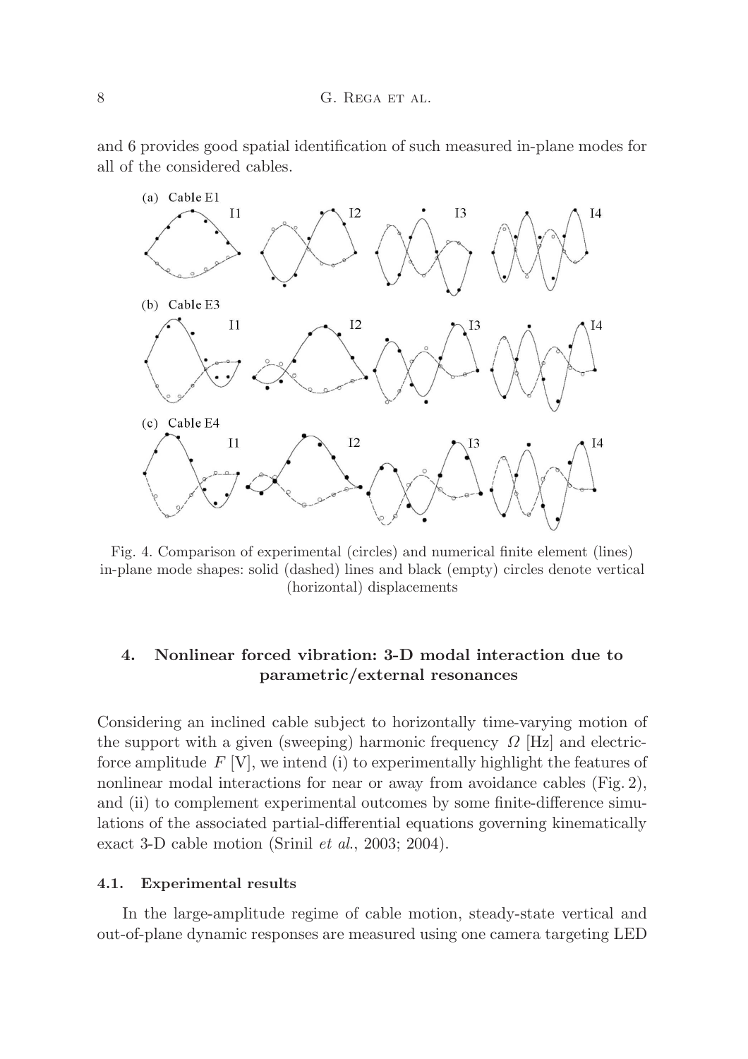and 6 provides good spatial identification of such measured in-plane modes for all of the considered cables.

Fig. 4. Comparison of experimental (circles) and numerical finite element (lines) in-plane mode shapes: solid (dashed) lines and black (empty) circles denote vertical (horizontal) displacements

## 4. Nonlinear forced vibration: 3-D modal interaction due to parametric/external resonances

Considering an inclined cable subject to horizontally time-varying motion of the support with a given (sweeping) harmonic frequency $\Omega$ [Hz] and electric-force amplitude $F$ [V], we intend (i) to experimentally highlight the features of nonlinear modal interactions for near or away from avoidance cables (Fig. 2), and (ii) to complement experimental outcomes by some finite-difference simulations of the associated partial-differential equations governing kinematically exact 3-D cable motion (Srinil *et al.*, 2003; 2004).

### 4.1. Experimental results

In the large-amplitude regime of cable motion, steady-state vertical and out-of-plane dynamic responses are measured using one camera targeting LED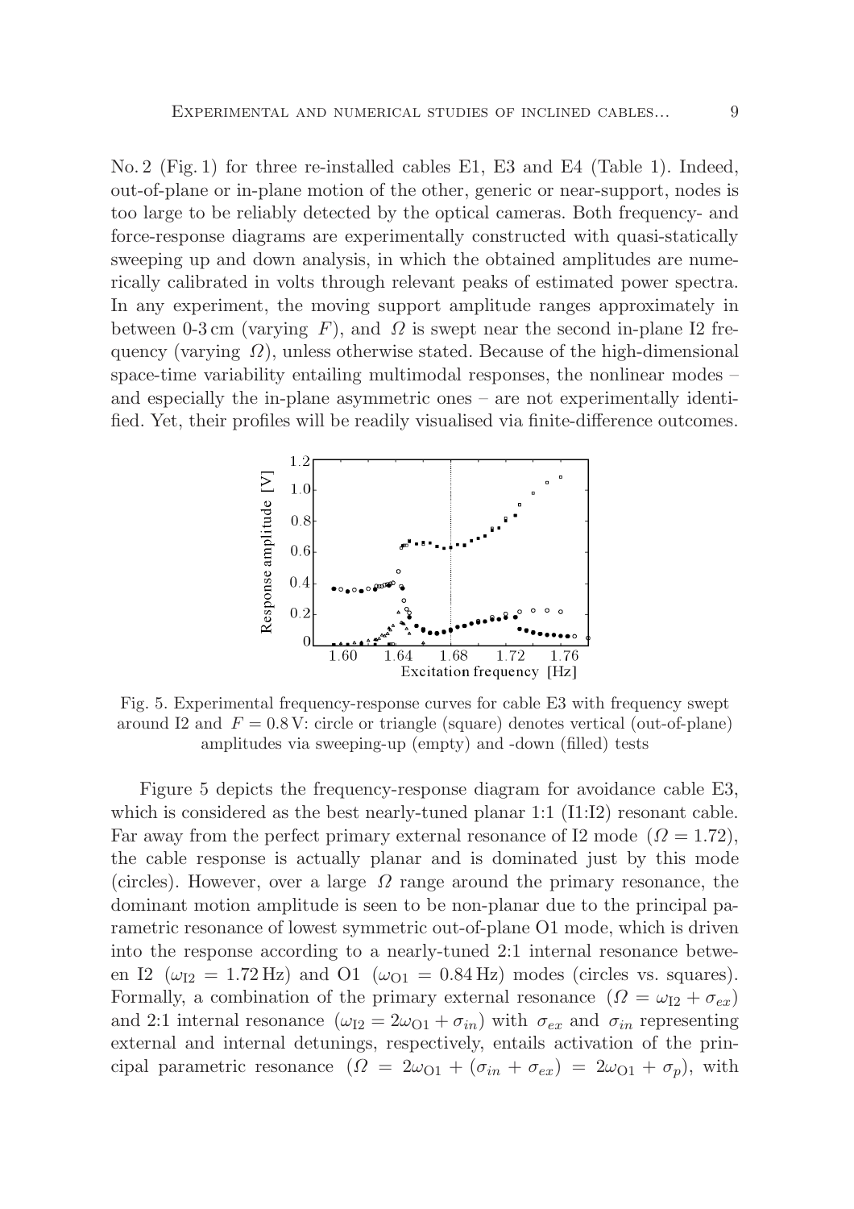No. 2 (Fig. 1) for three re-installed cables E1, E3 and E4 (Table 1). Indeed, out-of-plane or in-plane motion of the other, generic or near-support, nodes is too large to be reliably detected by the optical cameras. Both frequency- and force-response diagrams are experimentally constructed with quasi-statically sweeping up and down analysis, in which the obtained amplitudes are numerically calibrated in volts through relevant peaks of estimated power spectra. In any experiment, the moving support amplitude ranges approximately in between 0-3 cm (varying $F$), and $\Omega$ is swept near the second in-plane I2 frequency (varying $\Omega$), unless otherwise stated. Because of the high-dimensional space-time variability entailing multimodal responses, the nonlinear modes – and especially the in-plane asymmetric ones – are not experimentally identified. Yet, their profiles will be readily visualised via finite-difference outcomes.

Fig. 5. Experimental frequency-response curves for cable E3 with frequency swept around I2 and $F = 0.8$ V: circle or triangle (square) denotes vertical (out-of-plane) amplitudes via sweeping-up (empty) and -down (filled) tests

Figure 5 depicts the frequency-response diagram for avoidance cable E3, which is considered as the best nearly-tuned planar 1:1 (I1:I2) resonant cable. Far away from the perfect primary external resonance of I2 mode ($\Omega = 1.72$), the cable response is actually planar and is dominated just by this mode (circles). However, over a large $\Omega$ range around the primary resonance, the dominant motion amplitude is seen to be non-planar due to the principal parametric resonance of lowest symmetric out-of-plane O1 mode, which is driven into the response according to a nearly-tuned 2:1 internal resonance between I2 ($\omega_{\mathrm{I2}} = 1.72$ Hz) and O1 ($\omega_{\mathrm{O1}} = 0.84$ Hz) modes (circles vs. squares). Formally, a combination of the primary external resonance ($\Omega = \omega_{\mathrm{I2}} + \sigma_{ex}$) and 2:1 internal resonance ($\omega_{\mathrm{I2}} = 2\omega_{\mathrm{O1}} + \sigma_{in}$) with $\sigma_{ex}$ and $\sigma_{in}$ representing external and internal detunings, respectively, entails activation of the principal parametric resonance ($\Omega = 2\omega_{\mathrm{O1}} + (\sigma_{in} + \sigma_{ex}) = 2\omega_{\mathrm{O1}} + \sigma_p$), with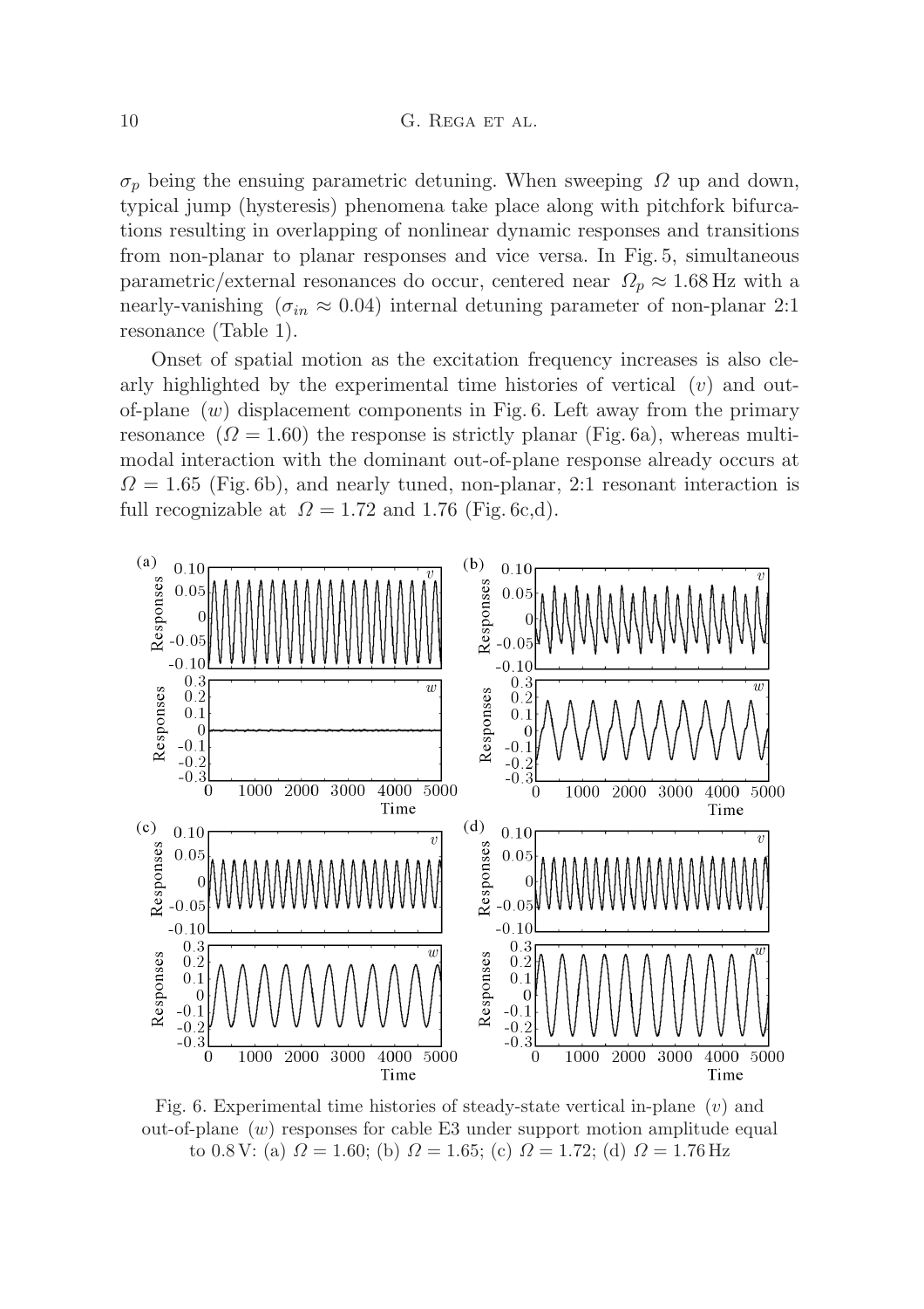$\sigma_p$ being the ensuing parametric detuning. When sweeping $\Omega$ up and down, typical jump (hysteresis) phenomena take place along with pitchfork bifurcations resulting in overlapping of nonlinear dynamic responses and transitions from non-planar to planar responses and vice versa. In Fig. 5, simultaneous parametric/external resonances do occur, centered near $\Omega_p \approx 1.68\,\text{Hz}$ with a nearly-vanishing ($\sigma_{in} \approx 0.04$) internal detuning parameter of non-planar 2:1 resonance (Table 1).

Onset of spatial motion as the excitation frequency increases is also clearly highlighted by the experimental time histories of vertical ($v$) and out-of-plane ($w$) displacement components in Fig. 6. Left away from the primary resonance ($\Omega = 1.60$) the response is strictly planar (Fig. 6a), whereas multimodal interaction with the dominant out-of-plane response already occurs at $\Omega = 1.65$ (Fig. 6b), and nearly tuned, non-planar, 2:1 resonant interaction is full recognizable at $\Omega = 1.72$ and 1.76 (Fig. 6c,d).

Fig. 6. Experimental time histories of steady-state vertical in-plane ($v$) and out-of-plane ($w$) responses for cable E3 under support motion amplitude equal to 0.8 V: (a) $\Omega = 1.60$; (b) $\Omega = 1.65$; (c) $\Omega = 1.72$; (d) $\Omega = 1.76\,\text{Hz}$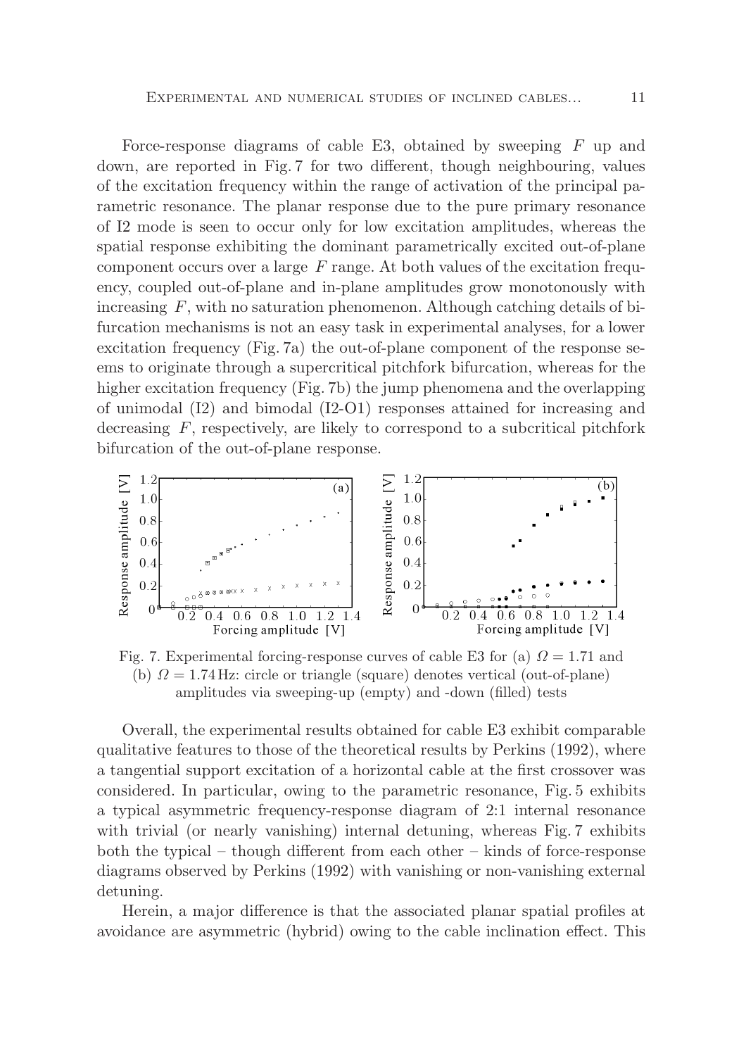Force-response diagrams of cable E3, obtained by sweeping $F$ up and down, are reported in Fig. 7 for two different, though neighbouring, values of the excitation frequency within the range of activation of the principal parametric resonance. The planar response due to the pure primary resonance of I2 mode is seen to occur only for low excitation amplitudes, whereas the spatial response exhibiting the dominant parametrically excited out-of-plane component occurs over a large $F$ range. At both values of the excitation frequency, coupled out-of-plane and in-plane amplitudes grow monotonously with increasing $F$, with no saturation phenomenon. Although catching details of bifurcation mechanisms is not an easy task in experimental analyses, for a lower excitation frequency (Fig. 7a) the out-of-plane component of the response seems to originate through a supercritical pitchfork bifurcation, whereas for the higher excitation frequency (Fig. 7b) the jump phenomena and the overlapping of unimodal (I2) and bimodal (I2-O1) responses attained for increasing and decreasing $F$, respectively, are likely to correspond to a subcritical pitchfork bifurcation of the out-of-plane response.

Fig. 7. Experimental forcing-response curves of cable E3 for (a) $\Omega = 1.71$ and (b) $\Omega = 1.74\,\text{Hz}$: circle or triangle (square) denotes vertical (out-of-plane) amplitudes via sweeping-up (empty) and -down (filled) tests

Overall, the experimental results obtained for cable E3 exhibit comparable qualitative features to those of the theoretical results by Perkins (1992), where a tangential support excitation of a horizontal cable at the first crossover was considered. In particular, owing to the parametric resonance, Fig. 5 exhibits a typical asymmetric frequency-response diagram of 2:1 internal resonance with trivial (or nearly vanishing) internal detuning, whereas Fig. 7 exhibits both the typical – though different from each other – kinds of force-response diagrams observed by Perkins (1992) with vanishing or non-vanishing external detuning.

Herein, a major difference is that the associated planar spatial profiles at avoidance are asymmetric (hybrid) owing to the cable inclination effect. This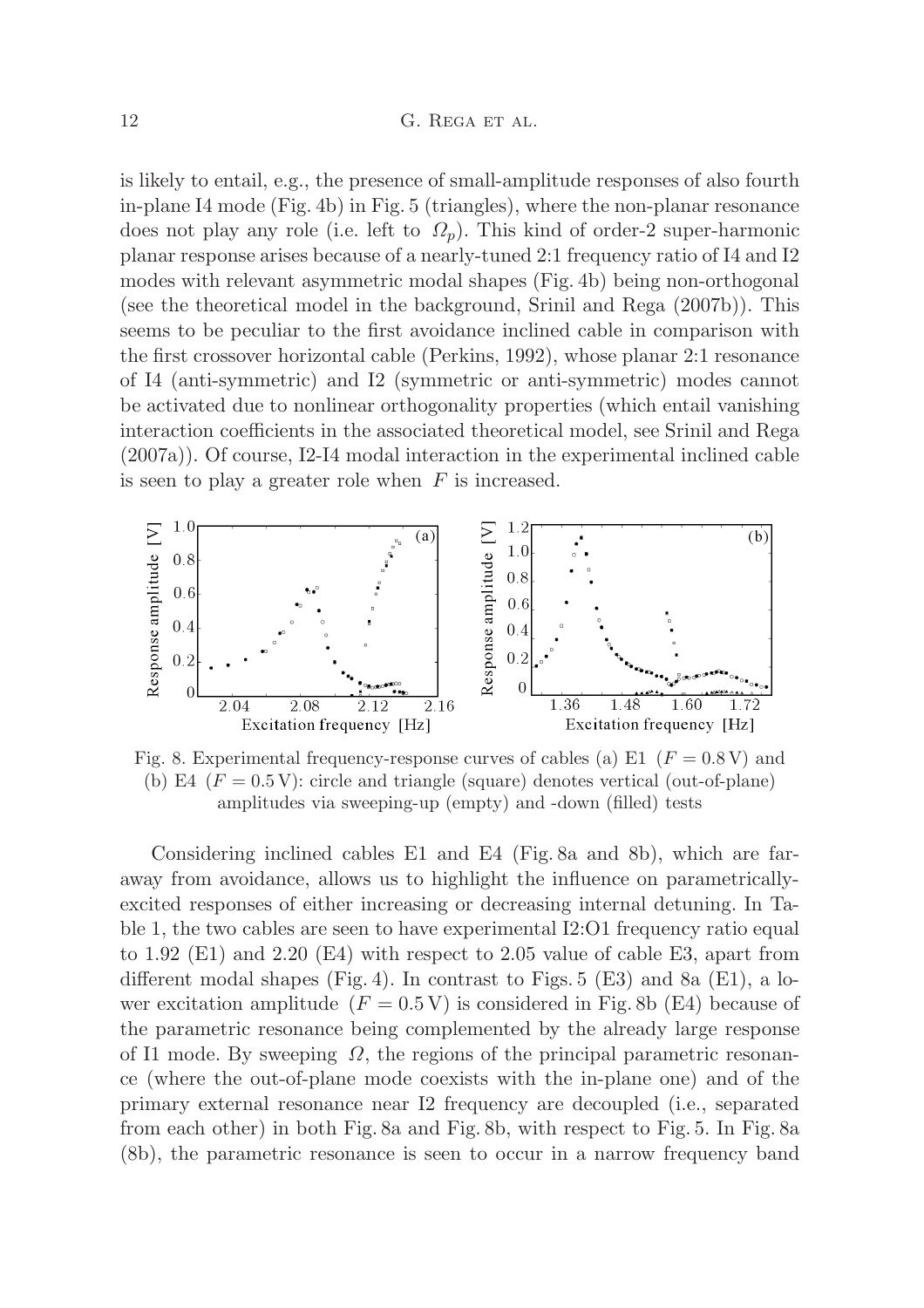is likely to entail, e.g., the presence of small-amplitude responses of also fourth in-plane I4 mode (Fig. 4b) in Fig. 5 (triangles), where the non-planar resonance does not play any role (i.e. left to $\Omega_p$). This kind of order-2 super-harmonic planar response arises because of a nearly-tuned 2:1 frequency ratio of I4 and I2 modes with relevant asymmetric modal shapes (Fig. 4b) being non-orthogonal (see the theoretical model in the background, Srinil and Rega (2007b)). This seems to be peculiar to the first avoidance inclined cable in comparison with the first crossover horizontal cable (Perkins, 1992), whose planar 2:1 resonance of I4 (anti-symmetric) and I2 (symmetric or anti-symmetric) modes cannot be activated due to nonlinear orthogonality properties (which entail vanishing interaction coefficients in the associated theoretical model, see Srinil and Rega (2007a)). Of course, I2-I4 modal interaction in the experimental inclined cable is seen to play a greater role when $F$ is increased.

Fig. 8. Experimental frequency-response curves of cables (a) E1 ($F = 0.8\,\mathrm{V}$) and (b) E4 ($F = 0.5\,\mathrm{V}$): circle and triangle (square) denotes vertical (out-of-plane) amplitudes via sweeping-up (empty) and -down (filled) tests

Considering inclined cables E1 and E4 (Fig. 8a and 8b), which are far-away from avoidance, allows us to highlight the influence on parametrically-excited responses of either increasing or decreasing internal detuning. In Table 1, the two cables are seen to have experimental I2:O1 frequency ratio equal to 1.92 (E1) and 2.20 (E4) with respect to 2.05 value of cable E3, apart from different modal shapes (Fig. 4). In contrast to Figs. 5 (E3) and 8a (E1), a lower excitation amplitude ($F = 0.5\,\mathrm{V}$) is considered in Fig. 8b (E4) because of the parametric resonance being complemented by the already large response of I1 mode. By sweeping $\Omega$, the regions of the principal parametric resonance (where the out-of-plane mode coexists with the in-plane one) and of the primary external resonance near I2 frequency are decoupled (i.e., separated from each other) in both Fig. 8a and Fig. 8b, with respect to Fig. 5. In Fig. 8a (8b), the parametric resonance is seen to occur in a narrow frequency band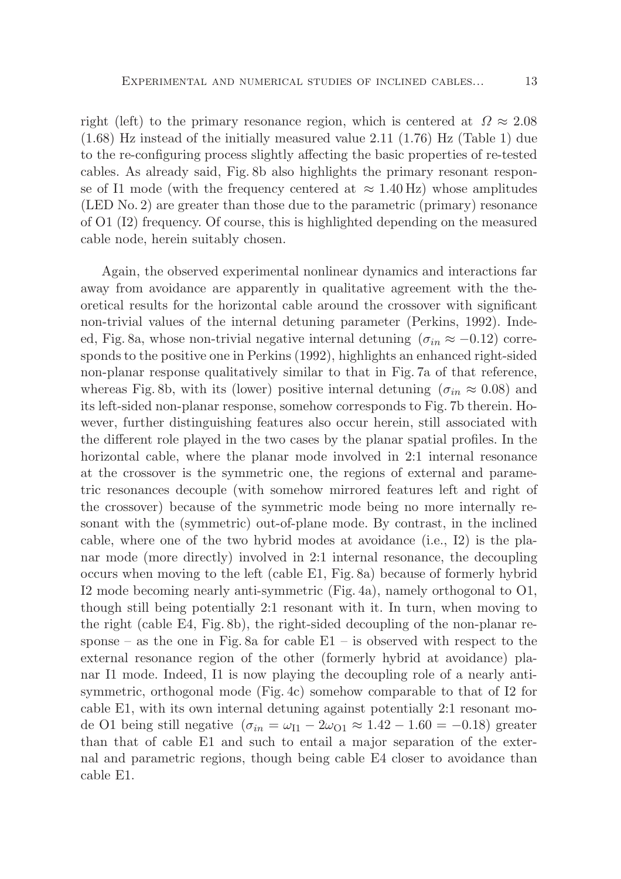right (left) to the primary resonance region, which is centered at $\Omega \approx 2.08$ (1.68) Hz instead of the initially measured value 2.11 (1.76) Hz (Table 1) due to the re-configuring process slightly affecting the basic properties of re-tested cables. As already said, Fig. 8b also highlights the primary resonant response of I1 mode (with the frequency centered at $\approx 1.40$ Hz) whose amplitudes (LED No. 2) are greater than those due to the parametric (primary) resonance of O1 (I2) frequency. Of course, this is highlighted depending on the measured cable node, herein suitably chosen.

Again, the observed experimental nonlinear dynamics and interactions far away from avoidance are apparently in qualitative agreement with the theoretical results for the horizontal cable around the crossover with significant non-trivial values of the internal detuning parameter (Perkins, 1992). Indeed, Fig. 8a, whose non-trivial negative internal detuning ($\sigma_{in} \approx -0.12$) corresponds to the positive one in Perkins (1992), highlights an enhanced right-sided non-planar response qualitatively similar to that in Fig. 7a of that reference, whereas Fig. 8b, with its (lower) positive internal detuning ($\sigma_{in} \approx 0.08$) and its left-sided non-planar response, somehow corresponds to Fig. 7b therein. However, further distinguishing features also occur herein, still associated with the different role played in the two cases by the planar spatial profiles. In the horizontal cable, where the planar mode involved in 2:1 internal resonance at the crossover is the symmetric one, the regions of external and parametric resonances decouple (with somehow mirrored features left and right of the crossover) because of the symmetric mode being no more internally resonant with the (symmetric) out-of-plane mode. By contrast, in the inclined cable, where one of the two hybrid modes at avoidance (i.e., I2) is the planar mode (more directly) involved in 2:1 internal resonance, the decoupling occurs when moving to the left (cable E1, Fig. 8a) because of formerly hybrid I2 mode becoming nearly anti-symmetric (Fig. 4a), namely orthogonal to O1, though still being potentially 2:1 resonant with it. In turn, when moving to the right (cable E4, Fig. 8b), the right-sided decoupling of the non-planar response – as the one in Fig. 8a for cable E1 – is observed with respect to the external resonance region of the other (formerly hybrid at avoidance) planar I1 mode. Indeed, I1 is now playing the decoupling role of a nearly anti-symmetric, orthogonal mode (Fig. 4c) somehow comparable to that of I2 for cable E1, with its own internal detuning against potentially 2:1 resonant mode O1 being still negative ($\sigma_{in} = \omega_{\mathrm{I1}} - 2\omega_{\mathrm{O1}} \approx 1.42 - 1.60 = -0.18$) greater than that of cable E1 and such to entail a major separation of the external and parametric regions, though being cable E4 closer to avoidance than cable E1.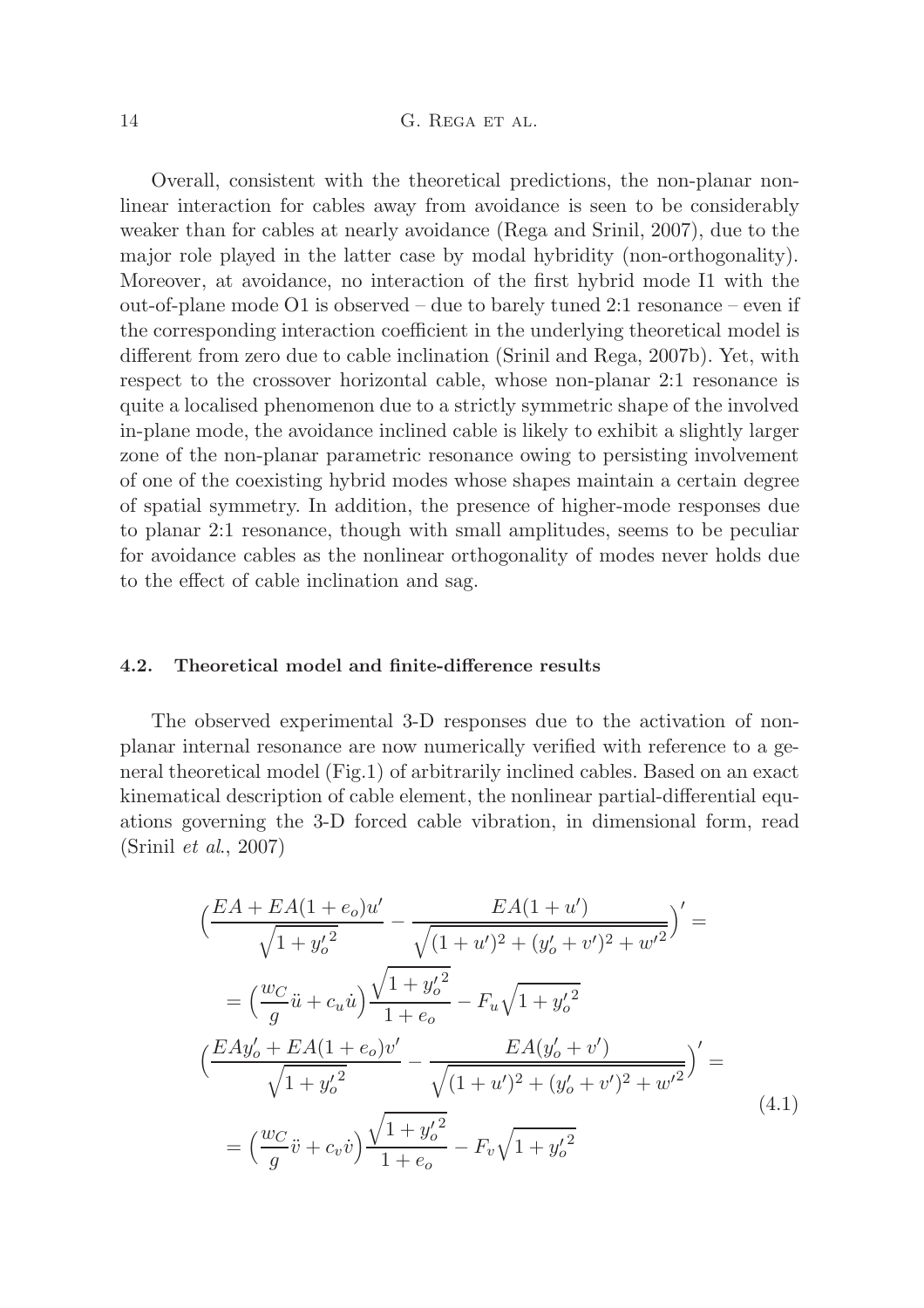Overall, consistent with the theoretical predictions, the non-planar nonlinear interaction for cables away from avoidance is seen to be considerably weaker than for cables at nearly avoidance (Rega and Srinil, 2007), due to the major role played in the latter case by modal hybridity (non-orthogonality). Moreover, at avoidance, no interaction of the first hybrid mode I1 with the out-of-plane mode O1 is observed – due to barely tuned 2:1 resonance – even if the corresponding interaction coefficient in the underlying theoretical model is different from zero due to cable inclination (Srinil and Rega, 2007b). Yet, with respect to the crossover horizontal cable, whose non-planar 2:1 resonance is quite a localised phenomenon due to a strictly symmetric shape of the involved in-plane mode, the avoidance inclined cable is likely to exhibit a slightly larger zone of the non-planar parametric resonance owing to persisting involvement of one of the coexisting hybrid modes whose shapes maintain a certain degree of spatial symmetry. In addition, the presence of higher-mode responses due to planar 2:1 resonance, though with small amplitudes, seems to be peculiar for avoidance cables as the nonlinear orthogonality of modes never holds due to the effect of cable inclination and sag.

### 4.2. Theoretical model and finite-difference results

The observed experimental 3-D responses due to the activation of non-planar internal resonance are now numerically verified with reference to a general theoretical model (Fig.1) of arbitrarily inclined cables. Based on an exact kinematical description of cable element, the nonlinear partial-differential equations governing the 3-D forced cable vibration, in dimensional form, read (Srinil *et al.*, 2007)

$$
\begin{aligned}
&\Big(\frac{EA + EA(1+e_o)u'}{\sqrt{1+{y_o'}^2}} - \frac{EA(1+u')}{\sqrt{(1+u')^2+(y_o'+v')^2+{w'}^2}}\Big)' = \\
&= \Big(\frac{w_C}{g}\ddot{u} + c_u\dot{u}\Big)\frac{\sqrt{1+{y_o'}^2}}{1+e_o} - F_u\sqrt{1+{y_o'}^2} \\
&\Big(\frac{EAy_o' + EA(1+e_o)v'}{\sqrt{1+{y_o'}^2}} - \frac{EA(y_o'+v')}{\sqrt{(1+u')^2+(y_o'+v')^2+{w'}^2}}\Big)' = \\
&= \Big(\frac{w_C}{g}\ddot{v} + c_v\dot{v}\Big)\frac{\sqrt{1+{y_o'}^2}}{1+e_o} - F_v\sqrt{1+{y_o'}^2}
\end{aligned}
\tag{4.1}
$$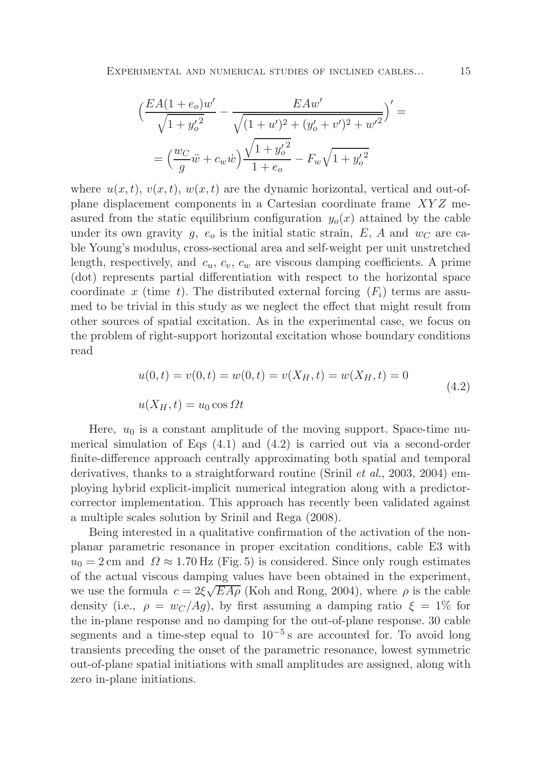$$
\Big(\frac{EA(1+e_o)w'}{\sqrt{1+{y_o'}^2}} - \frac{EAw'}{\sqrt{(1+u')^2+(y_o'+v')^2+{w'}^2}}\Big)' =
$$

$$
= \Big(\frac{w_C}{g}\ddot{w} + c_w\dot{w}\Big)\frac{\sqrt{1+{y_o'}^2}}{1+e_o} - F_w\sqrt{1+{y_o'}^2}
$$

where $u(x,t)$, $v(x,t)$, $w(x,t)$ are the dynamic horizontal, vertical and out-of-plane displacement components in a Cartesian coordinate frame $XYZ$ measured from the static equilibrium configuration $y_o(x)$ attained by the cable under its own gravity $g$, $e_o$ is the initial static strain, $E$, $A$ and $w_C$ are cable Young's modulus, cross-sectional area and self-weight per unit unstretched length, respectively, and $c_u$, $c_v$, $c_w$ are viscous damping coefficients. A prime (dot) represents partial differentiation with respect to the horizontal space coordinate $x$ (time $t$). The distributed external forcing $(F_i)$ terms are assumed to be trivial in this study as we neglect the effect that might result from other sources of spatial excitation. As in the experimental case, we focus on the problem of right-support horizontal excitation whose boundary conditions read

$$
\begin{aligned}
&u(0,t) = v(0,t) = w(0,t) = v(X_H,t) = w(X_H,t) = 0 \\
&u(X_H,t) = u_0 \cos \Omega t
\end{aligned}
\tag{4.2}
$$

Here, $u_0$ is a constant amplitude of the moving support. Space-time numerical simulation of Eqs (4.1) and (4.2) is carried out via a second-order finite-difference approach centrally approximating both spatial and temporal derivatives, thanks to a straightforward routine (Srinil *et al.*, 2003, 2004) employing hybrid explicit-implicit numerical integration along with a predictor-corrector implementation. This approach has recently been validated against a multiple scales solution by Srinil and Rega (2008).

Being interested in a qualitative confirmation of the activation of the nonplanar parametric resonance in proper excitation conditions, cable E3 with $u_0 = 2\,\text{cm}$ and $\Omega \approx 1.70\,\text{Hz}$ (Fig. 5) is considered. Since only rough estimates of the actual viscous damping values have been obtained in the experiment, we use the formula $c = 2\xi\sqrt{EA\rho}$ (Koh and Rong, 2004), where $\rho$ is the cable density (i.e., $\rho = w_C/Ag$), by first assuming a damping ratio $\xi = 1\%$ for the in-plane response and no damping for the out-of-plane response. 30 cable segments and a time-step equal to $10^{-5}\,\text{s}$ are accounted for. To avoid long transients preceding the onset of the parametric resonance, lowest symmetric out-of-plane spatial initiations with small amplitudes are assigned, along with zero in-plane initiations.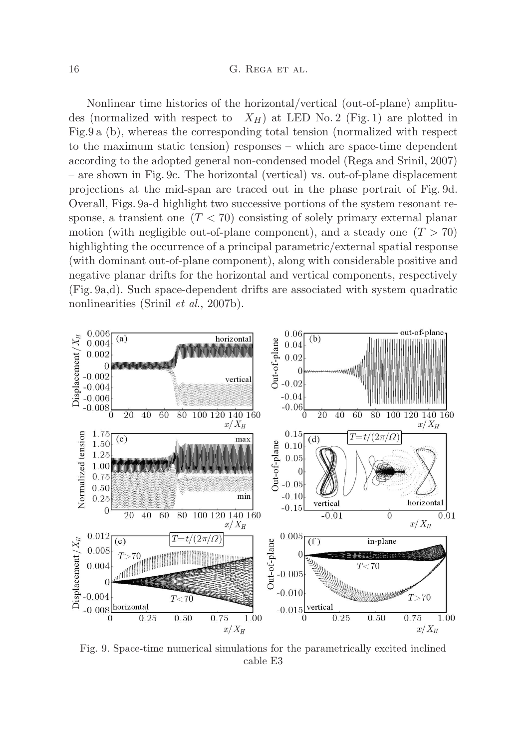Nonlinear time histories of the horizontal/vertical (out-of-plane) amplitudes (normalized with respect to $X_H$) at LED No. 2 (Fig. 1) are plotted in Fig.9 a (b), whereas the corresponding total tension (normalized with respect to the maximum static tension) responses – which are space-time dependent according to the adopted general non-condensed model (Rega and Srinil, 2007) – are shown in Fig. 9c. The horizontal (vertical) vs. out-of-plane displacement projections at the mid-span are traced out in the phase portrait of Fig. 9d. Overall, Figs. 9a-d highlight two successive portions of the system resonant response, a transient one $(T < 70)$ consisting of solely primary external planar motion (with negligible out-of-plane component), and a steady one $(T > 70)$ highlighting the occurrence of a principal parametric/external spatial response (with dominant out-of-plane component), along with considerable positive and negative planar drifts for the horizontal and vertical components, respectively (Fig. 9a,d). Such space-dependent drifts are associated with system quadratic nonlinearities (Srinil *et al.*, 2007b).

Fig. 9. Space-time numerical simulations for the parametrically excited inclined cable E3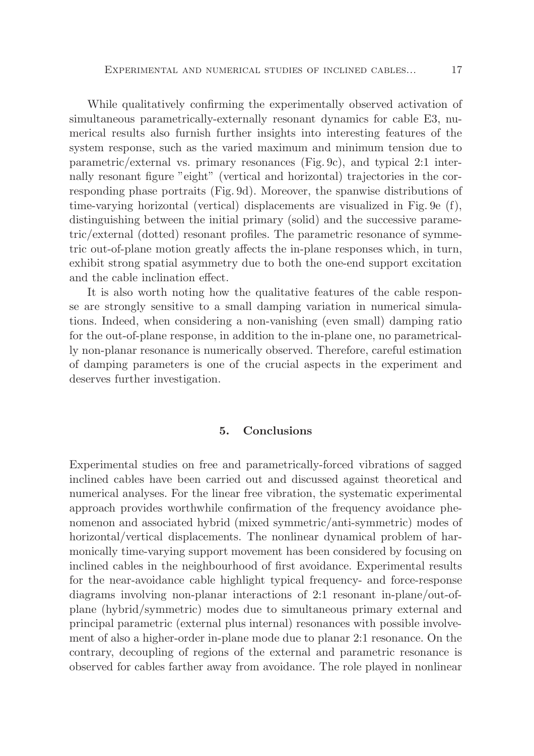While qualitatively confirming the experimentally observed activation of simultaneous parametrically-externally resonant dynamics for cable E3, numerical results also furnish further insights into interesting features of the system response, such as the varied maximum and minimum tension due to parametric/external vs. primary resonances (Fig. 9c), and typical 2:1 internally resonant figure "eight" (vertical and horizontal) trajectories in the corresponding phase portraits (Fig. 9d). Moreover, the spanwise distributions of time-varying horizontal (vertical) displacements are visualized in Fig. 9e (f), distinguishing between the initial primary (solid) and the successive parametric/external (dotted) resonant profiles. The parametric resonance of symmetric out-of-plane motion greatly affects the in-plane responses which, in turn, exhibit strong spatial asymmetry due to both the one-end support excitation and the cable inclination effect.

It is also worth noting how the qualitative features of the cable response are strongly sensitive to a small damping variation in numerical simulations. Indeed, when considering a non-vanishing (even small) damping ratio for the out-of-plane response, in addition to the in-plane one, no parametrically non-planar resonance is numerically observed. Therefore, careful estimation of damping parameters is one of the crucial aspects in the experiment and deserves further investigation.

## 5. Conclusions

Experimental studies on free and parametrically-forced vibrations of sagged inclined cables have been carried out and discussed against theoretical and numerical analyses. For the linear free vibration, the systematic experimental approach provides worthwhile confirmation of the frequency avoidance phenomenon and associated hybrid (mixed symmetric/anti-symmetric) modes of horizontal/vertical displacements. The nonlinear dynamical problem of harmonically time-varying support movement has been considered by focusing on inclined cables in the neighbourhood of first avoidance. Experimental results for the near-avoidance cable highlight typical frequency- and force-response diagrams involving non-planar interactions of 2:1 resonant in-plane/out-of-plane (hybrid/symmetric) modes due to simultaneous primary external and principal parametric (external plus internal) resonances with possible involvement of also a higher-order in-plane mode due to planar 2:1 resonance. On the contrary, decoupling of regions of the external and parametric resonance is observed for cables farther away from avoidance. The role played in nonlinear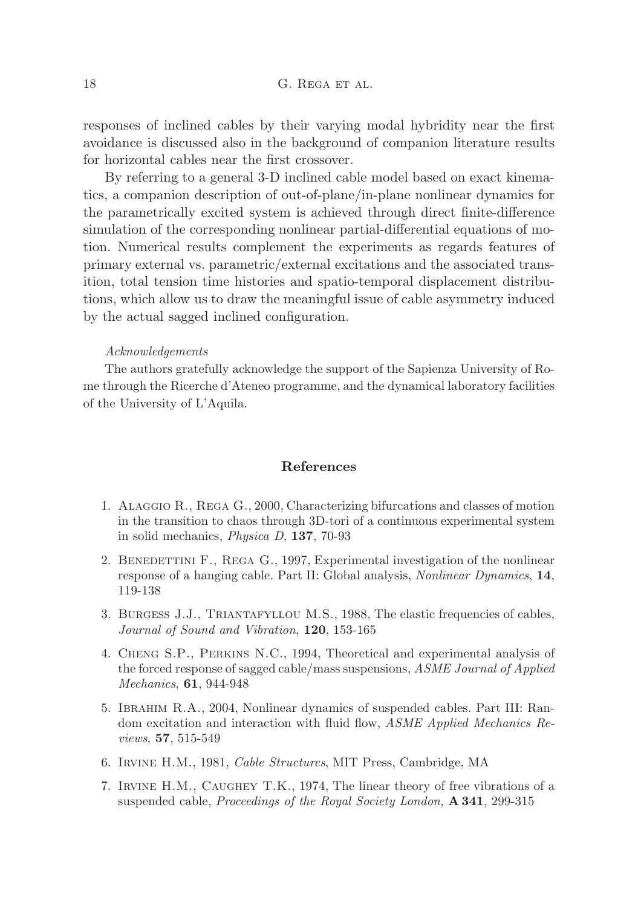responses of inclined cables by their varying modal hybridity near the first avoidance is discussed also in the background of companion literature results for horizontal cables near the first crossover.

By referring to a general 3-D inclined cable model based on exact kinematics, a companion description of out-of-plane/in-plane nonlinear dynamics for the parametrically excited system is achieved through direct finite-difference simulation of the corresponding nonlinear partial-differential equations of motion. Numerical results complement the experiments as regards features of primary external vs. parametric/external excitations and the associated transition, total tension time histories and spatio-temporal displacement distributions, which allow us to draw the meaningful issue of cable asymmetry induced by the actual sagged inclined configuration.

*Acknowledgements*

The authors gratefully acknowledge the support of the Sapienza University of Rome through the Ricerche d'Ateneo programme, and the dynamical laboratory facilities of the University of L'Aquila.

## References

1. Alaggio R., Rega G., 2000, Characterizing bifurcations and classes of motion in the transition to chaos through 3D-tori of a continuous experimental system in solid mechanics, *Physica D*, **137**, 70-93
2. Benedettini F., Rega G., 1997, Experimental investigation of the nonlinear response of a hanging cable. Part II: Global analysis, *Nonlinear Dynamics*, **14**, 119-138
3. Burgess J.J., Triantafyllou M.S., 1988, The elastic frequencies of cables, *Journal of Sound and Vibration*, **120**, 153-165
4. Cheng S.P., Perkins N.C., 1994, Theoretical and experimental analysis of the forced response of sagged cable/mass suspensions, *ASME Journal of Applied Mechanics*, **61**, 944-948
5. Ibrahim R.A., 2004, Nonlinear dynamics of suspended cables. Part III: Random excitation and interaction with fluid flow, *ASME Applied Mechanics Reviews*, **57**, 515-549
6. Irvine H.M., 1981, *Cable Structures*, MIT Press, Cambridge, MA
7. Irvine H.M., Caughey T.K., 1974, The linear theory of free vibrations of a suspended cable, *Proceedings of the Royal Society London*, **A 341**, 299-315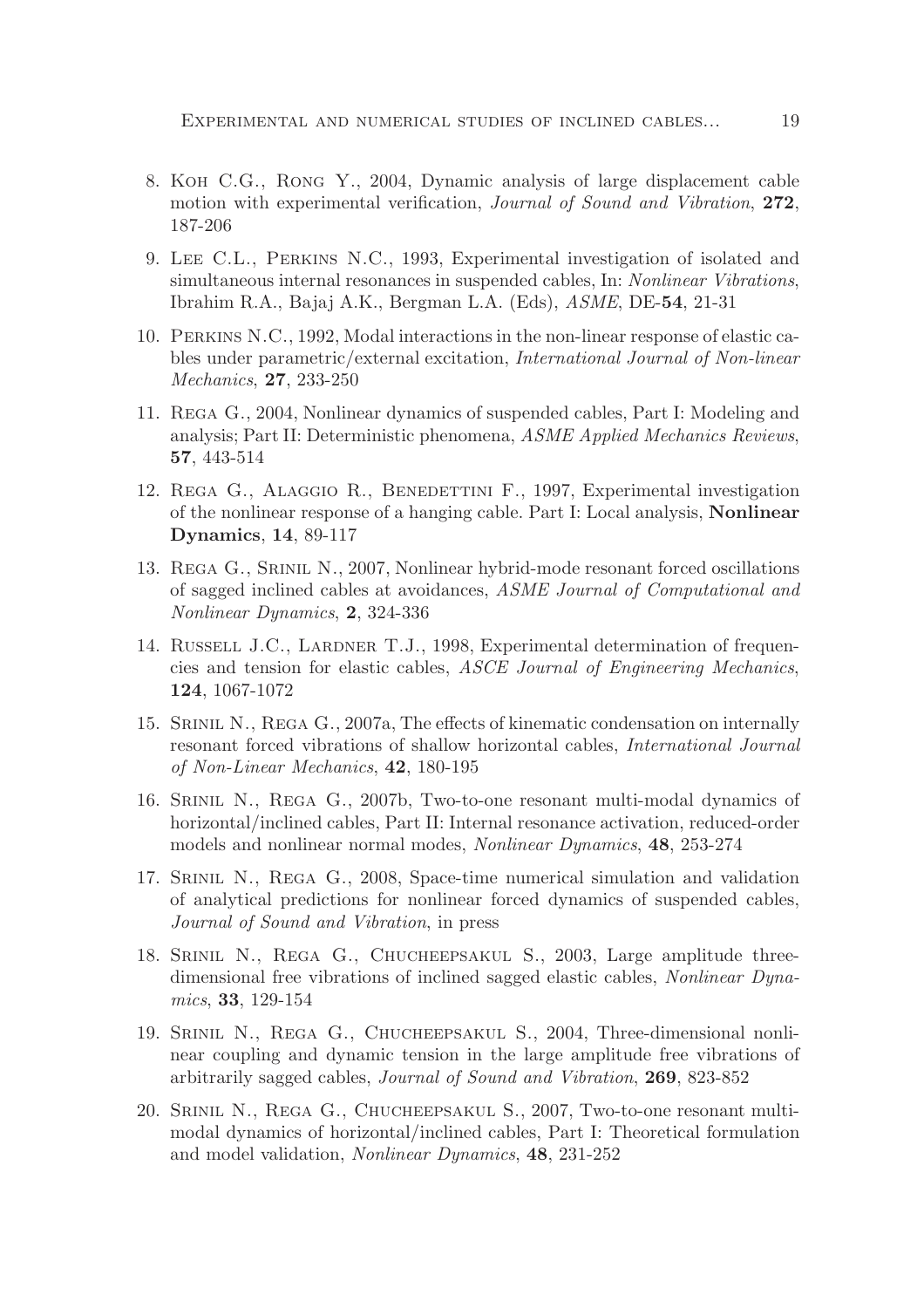8. Koh C.G., Rong Y., 2004, Dynamic analysis of large displacement cable motion with experimental verification, *Journal of Sound and Vibration*, **272**, 187-206

9. Lee C.L., Perkins N.C., 1993, Experimental investigation of isolated and simultaneous internal resonances in suspended cables, In: *Nonlinear Vibrations*, Ibrahim R.A., Bajaj A.K., Bergman L.A. (Eds), *ASME*, DE-**54**, 21-31

10. Perkins N.C., 1992, Modal interactions in the non-linear response of elastic cables under parametric/external excitation, *International Journal of Non-linear Mechanics*, **27**, 233-250

11. Rega G., 2004, Nonlinear dynamics of suspended cables, Part I: Modeling and analysis; Part II: Deterministic phenomena, *ASME Applied Mechanics Reviews*, **57**, 443-514

12. Rega G., Alaggio R., Benedettini F., 1997, Experimental investigation of the nonlinear response of a hanging cable. Part I: Local analysis, **Nonlinear Dynamics**, **14**, 89-117

13. Rega G., Srinil N., 2007, Nonlinear hybrid-mode resonant forced oscillations of sagged inclined cables at avoidances, *ASME Journal of Computational and Nonlinear Dynamics*, **2**, 324-336

14. Russell J.C., Lardner T.J., 1998, Experimental determination of frequencies and tension for elastic cables, *ASCE Journal of Engineering Mechanics*, **124**, 1067-1072

15. Srinil N., Rega G., 2007a, The effects of kinematic condensation on internally resonant forced vibrations of shallow horizontal cables, *International Journal of Non-Linear Mechanics*, **42**, 180-195

16. Srinil N., Rega G., 2007b, Two-to-one resonant multi-modal dynamics of horizontal/inclined cables, Part II: Internal resonance activation, reduced-order models and nonlinear normal modes, *Nonlinear Dynamics*, **48**, 253-274

17. Srinil N., Rega G., 2008, Space-time numerical simulation and validation of analytical predictions for nonlinear forced dynamics of suspended cables, *Journal of Sound and Vibration*, in press

18. Srinil N., Rega G., Chucheepsakul S., 2003, Large amplitude three-dimensional free vibrations of inclined sagged elastic cables, *Nonlinear Dynamics*, **33**, 129-154

19. Srinil N., Rega G., Chucheepsakul S., 2004, Three-dimensional nonlinear coupling and dynamic tension in the large amplitude free vibrations of arbitrarily sagged cables, *Journal of Sound and Vibration*, **269**, 823-852

20. Srinil N., Rega G., Chucheepsakul S., 2007, Two-to-one resonant multi-modal dynamics of horizontal/inclined cables, Part I: Theoretical formulation and model validation, *Nonlinear Dynamics*, **48**, 231-252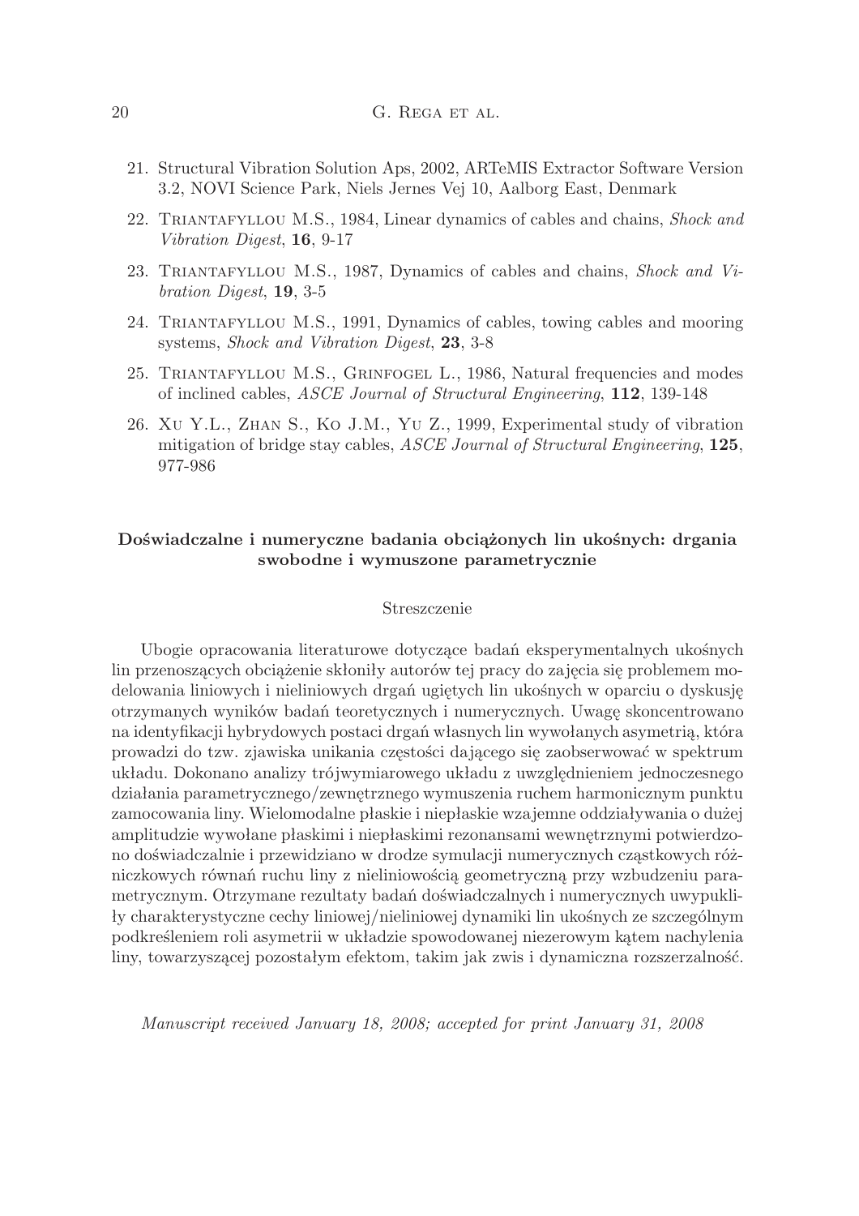21. Structural Vibration Solution Aps, 2002, ARTeMIS Extractor Software Version 3.2, NOVI Science Park, Niels Jernes Vej 10, Aalborg East, Denmark

22. Triantafyllou M.S., 1984, Linear dynamics of cables and chains, *Shock and Vibration Digest*, **16**, 9-17

23. Triantafyllou M.S., 1987, Dynamics of cables and chains, *Shock and Vibration Digest*, **19**, 3-5

24. Triantafyllou M.S., 1991, Dynamics of cables, towing cables and mooring systems, *Shock and Vibration Digest*, **23**, 3-8

25. Triantafyllou M.S., Grinfogel L., 1986, Natural frequencies and modes of inclined cables, *ASCE Journal of Structural Engineering*, **112**, 139-148

26. Xu Y.L., Zhan S., Ko J.M., Yu Z., 1999, Experimental study of vibration mitigation of bridge stay cables, *ASCE Journal of Structural Engineering*, **125**, 977-986

## Doświadczalne i numeryczne badania obciążonych lin ukośnych: drgania swobodne i wymuszone parametrycznie

### Streszczenie

Ubogie opracowania literaturowe dotyczące badań eksperymentalnych ukośnych lin przenoszących obciążenie skłoniły autorów tej pracy do zajęcia się problemem modelowania liniowych i nieliniowych drgań ugiętych lin ukośnych w oparciu o dyskusję otrzymanych wyników badań teoretycznych i numerycznych. Uwagę skoncentrowano na identyfikacji hybrydowych postaci drgań własnych lin wywołanych asymetrią, która prowadzi do tzw. zjawiska unikania częstości dającego się zaobserwować w spektrum układu. Dokonano analizy trójwymiarowego układu z uwzględnieniem jednoczesnego działania parametrycznego/zewnętrznego wymuszenia ruchem harmonicznym punktu zamocowania liny. Wielomodalne płaskie i niepłaskie wzajemne oddziaływania o dużej amplitudzie wywołane płaskimi i niepłaskimi rezonansami wewnętrznymi potwierdzono doświadczalnie i przewidziano w drodze symulacji numerycznych cząstkowych różniczkowych równań ruchu liny z nieliniowością geometryczną przy wzbudzeniu parametrycznym. Otrzymane rezultaty badań doświadczalnych i numerycznych uwypukliły charakterystyczne cechy liniowej/nieliniowej dynamiki lin ukośnych ze szczególnym podkreśleniem roli asymetrii w układzie spowodowanej niezerowym kątem nachylenia liny, towarzyszącej pozostałym efektom, takim jak zwis i dynamiczna rozszerzalność.

*Manuscript received January 18, 2008; accepted for print January 31, 2008*